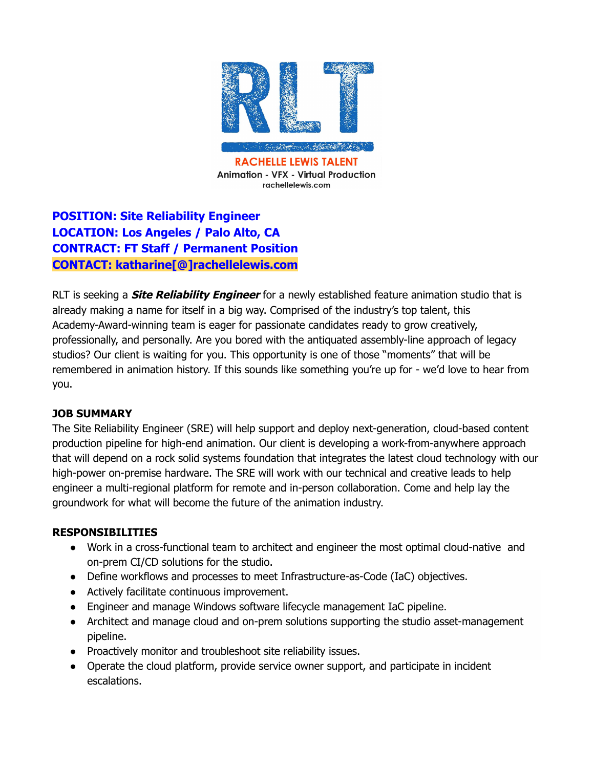RACHELLE LEWIS TALENT
Animation - VFX - Virtual Production
rachellelewis.com

**POSITION: Site Reliability Engineer**
**LOCATION: Los Angeles / Palo Alto, CA**
**CONTRACT: FT Staff / Permanent Position**
**CONTACT: katharine[@]rachellelewis.com**

RLT is seeking a ***Site Reliability Engineer*** for a newly established feature animation studio that is already making a name for itself in a big way. Comprised of the industry's top talent, this Academy-Award-winning team is eager for passionate candidates ready to grow creatively, professionally, and personally. Are you bored with the antiquated assembly-line approach of legacy studios? Our client is waiting for you. This opportunity is one of those "moments" that will be remembered in animation history. If this sounds like something you're up for - we'd love to hear from you.

**JOB SUMMARY**

The Site Reliability Engineer (SRE) will help support and deploy next-generation, cloud-based content production pipeline for high-end animation. Our client is developing a work-from-anywhere approach that will depend on a rock solid systems foundation that integrates the latest cloud technology with our high-power on-premise hardware. The SRE will work with our technical and creative leads to help engineer a multi-regional platform for remote and in-person collaboration. Come and help lay the groundwork for what will become the future of the animation industry.

**RESPONSIBILITIES**

- Work in a cross-functional team to architect and engineer the most optimal cloud-native and on-prem CI/CD solutions for the studio.
- Define workflows and processes to meet Infrastructure-as-Code (IaC) objectives.
- Actively facilitate continuous improvement.
- Engineer and manage Windows software lifecycle management IaC pipeline.
- Architect and manage cloud and on-prem solutions supporting the studio asset-management pipeline.
- Proactively monitor and troubleshoot site reliability issues.
- Operate the cloud platform, provide service owner support, and participate in incident escalations.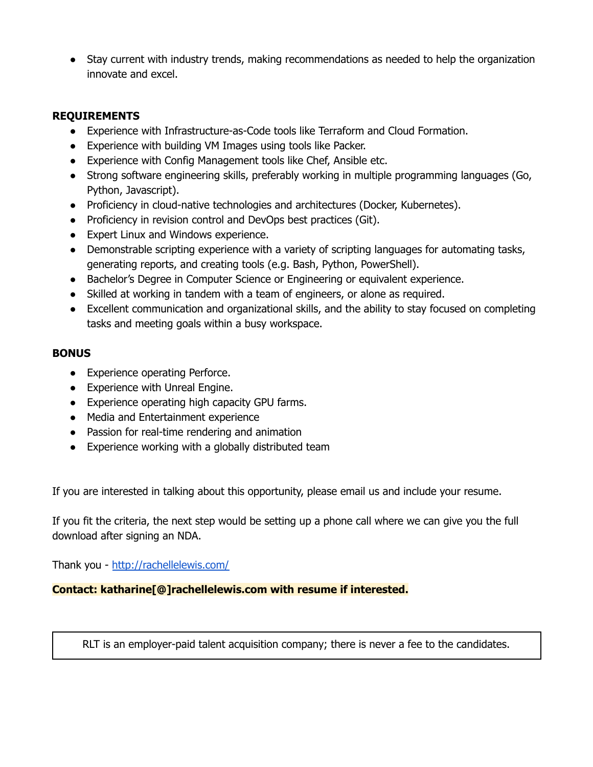- Stay current with industry trends, making recommendations as needed to help the organization innovate and excel.

**REQUIREMENTS**

- Experience with Infrastructure-as-Code tools like Terraform and Cloud Formation.
- Experience with building VM Images using tools like Packer.
- Experience with Config Management tools like Chef, Ansible etc.
- Strong software engineering skills, preferably working in multiple programming languages (Go, Python, Javascript).
- Proficiency in cloud-native technologies and architectures (Docker, Kubernetes).
- Proficiency in revision control and DevOps best practices (Git).
- Expert Linux and Windows experience.
- Demonstrable scripting experience with a variety of scripting languages for automating tasks, generating reports, and creating tools (e.g. Bash, Python, PowerShell).
- Bachelor's Degree in Computer Science or Engineering or equivalent experience.
- Skilled at working in tandem with a team of engineers, or alone as required.
- Excellent communication and organizational skills, and the ability to stay focused on completing tasks and meeting goals within a busy workspace.

**BONUS**

- Experience operating Perforce.
- Experience with Unreal Engine.
- Experience operating high capacity GPU farms.
- Media and Entertainment experience
- Passion for real-time rendering and animation
- Experience working with a globally distributed team

If you are interested in talking about this opportunity, please email us and include your resume.

If you fit the criteria, the next step would be setting up a phone call where we can give you the full download after signing an NDA.

Thank you - [http://rachellelewis.com/](http://rachellelewis.com/)

**Contact: katharine[@]rachellelewis.com with resume if interested.**

RLT is an employer-paid talent acquisition company; there is never a fee to the candidates.